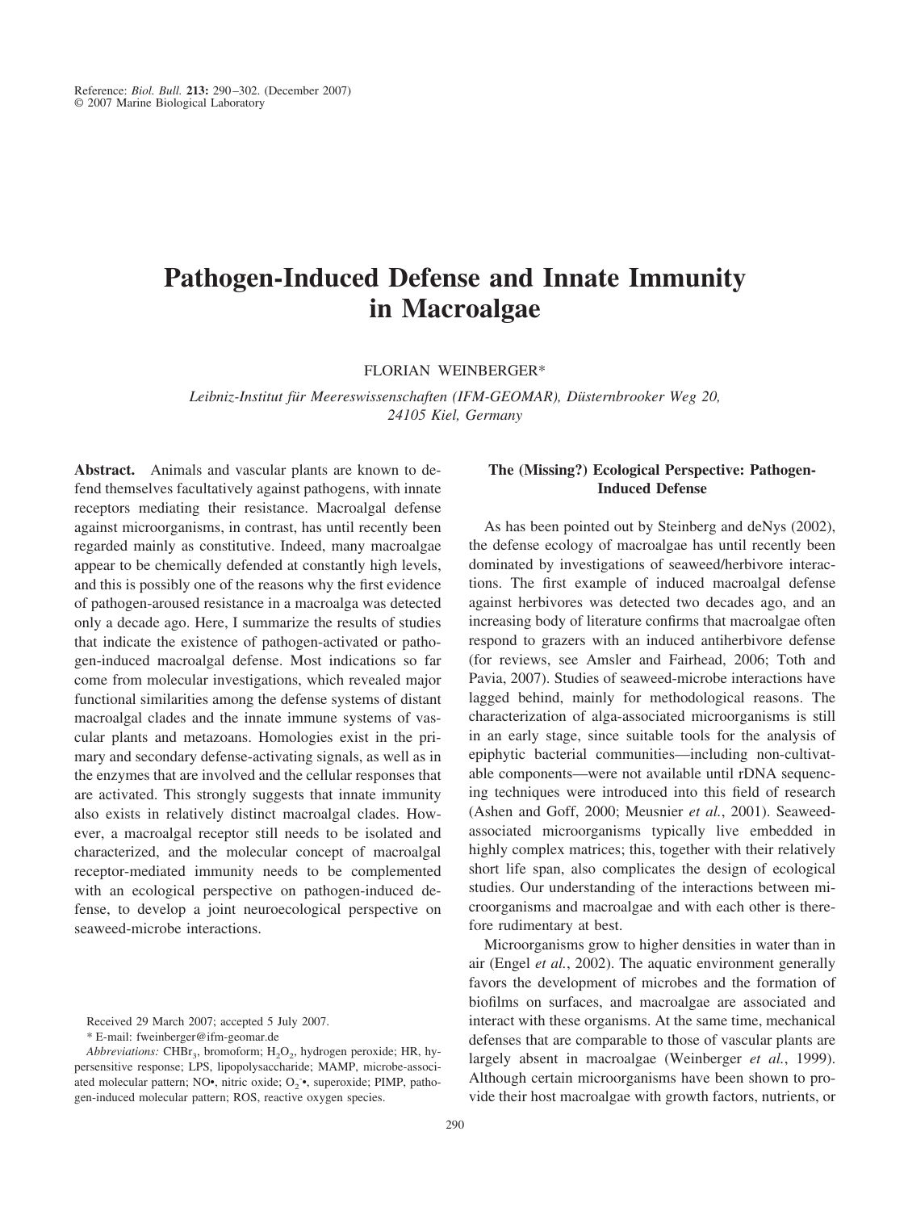Reference: *Biol. Bull.* **213:** 290–302. (December 2007)
© 2007 Marine Biological Laboratory

# Pathogen-Induced Defense and Innate Immunity in Macroalgae

FLORIAN WEINBERGER*

*Leibniz-Institut für Meereswissenschaften (IFM-GEOMAR), Düsternbrooker Weg 20, 24105 Kiel, Germany*

**Abstract.** Animals and vascular plants are known to defend themselves facultatively against pathogens, with innate receptors mediating their resistance. Macroalgal defense against microorganisms, in contrast, has until recently been regarded mainly as constitutive. Indeed, many macroalgae appear to be chemically defended at constantly high levels, and this is possibly one of the reasons why the first evidence of pathogen-aroused resistance in a macroalga was detected only a decade ago. Here, I summarize the results of studies that indicate the existence of pathogen-activated or pathogen-induced macroalgal defense. Most indications so far come from molecular investigations, which revealed major functional similarities among the defense systems of distant macroalgal clades and the innate immune systems of vascular plants and metazoans. Homologies exist in the primary and secondary defense-activating signals, as well as in the enzymes that are involved and the cellular responses that are activated. This strongly suggests that innate immunity also exists in relatively distinct macroalgal clades. However, a macroalgal receptor still needs to be isolated and characterized, and the molecular concept of macroalgal receptor-mediated immunity needs to be complemented with an ecological perspective on pathogen-induced defense, to develop a joint neuroecological perspective on seaweed-microbe interactions.

Received 29 March 2007; accepted 5 July 2007.

\* E-mail: fweinberger@ifm-geomar.de

*Abbreviations:* $CHBr_3$, bromoform; $H_2O_2$, hydrogen peroxide; HR, hypersensitive response; LPS, lipopolysaccharide; MAMP, microbe-associated molecular pattern; NO•, nitric oxide; $O_2^-$•, superoxide; PIMP, pathogen-induced molecular pattern; ROS, reactive oxygen species.

## The (Missing?) Ecological Perspective: Pathogen-Induced Defense

As has been pointed out by Steinberg and deNys (2002), the defense ecology of macroalgae has until recently been dominated by investigations of seaweed/herbivore interactions. The first example of induced macroalgal defense against herbivores was detected two decades ago, and an increasing body of literature confirms that macroalgae often respond to grazers with an induced antiherbivore defense (for reviews, see Amsler and Fairhead, 2006; Toth and Pavia, 2007). Studies of seaweed-microbe interactions have lagged behind, mainly for methodological reasons. The characterization of alga-associated microorganisms is still in an early stage, since suitable tools for the analysis of epiphytic bacterial communities—including non-cultivatable components—were not available until rDNA sequencing techniques were introduced into this field of research (Ashen and Goff, 2000; Meusnier *et al.*, 2001). Seaweed-associated microorganisms typically live embedded in highly complex matrices; this, together with their relatively short life span, also complicates the design of ecological studies. Our understanding of the interactions between microorganisms and macroalgae and with each other is therefore rudimentary at best.

Microorganisms grow to higher densities in water than in air (Engel *et al.*, 2002). The aquatic environment generally favors the development of microbes and the formation of biofilms on surfaces, and macroalgae are associated and interact with these organisms. At the same time, mechanical defenses that are comparable to those of vascular plants are largely absent in macroalgae (Weinberger *et al.*, 1999). Although certain microorganisms have been shown to provide their host macroalgae with growth factors, nutrients, or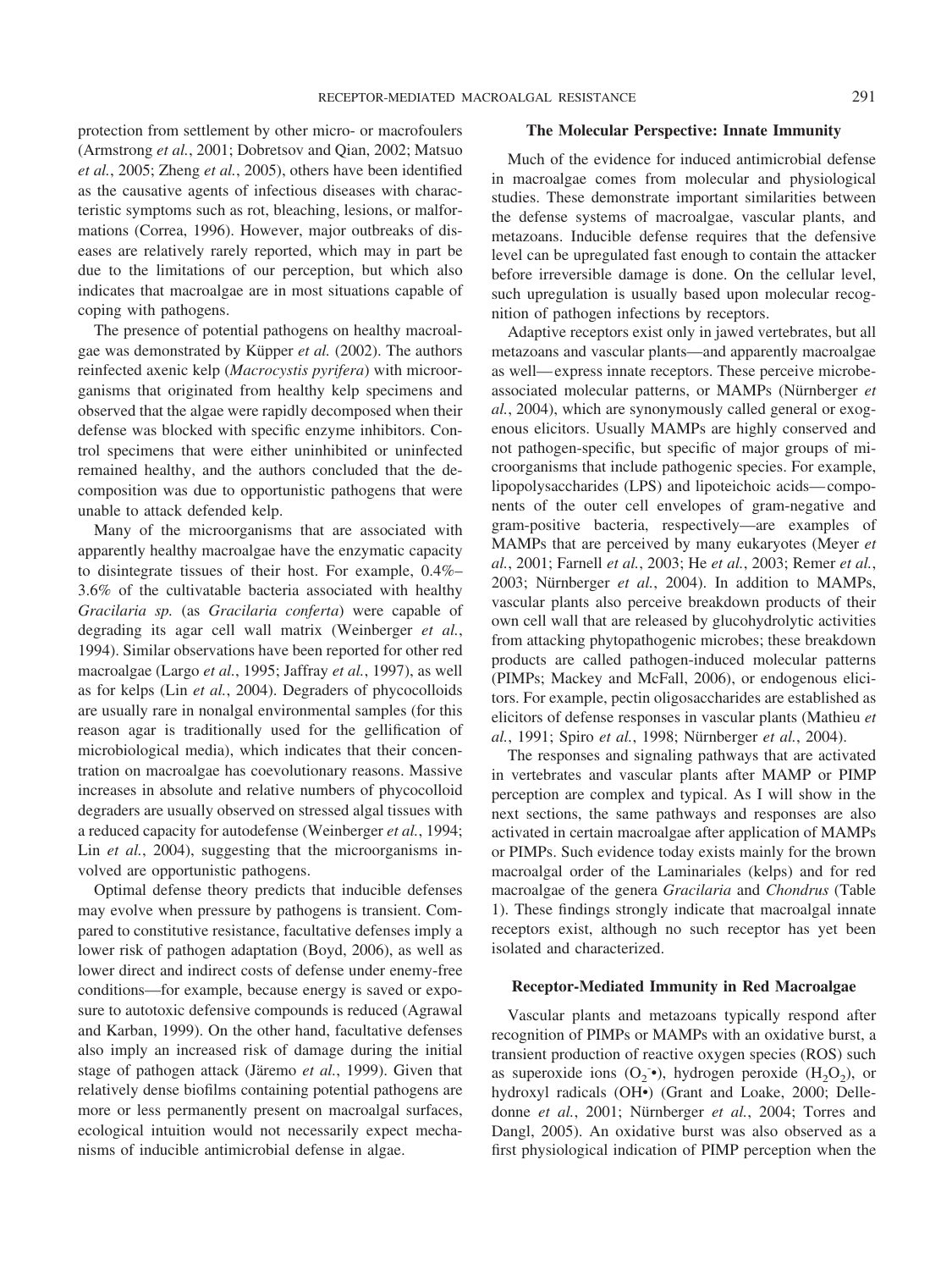protection from settlement by other micro- or macrofoulers (Armstrong *et al.*, 2001; Dobretsov and Qian, 2002; Matsuo *et al.*, 2005; Zheng *et al.*, 2005), others have been identified as the causative agents of infectious diseases with characteristic symptoms such as rot, bleaching, lesions, or malformations (Correa, 1996). However, major outbreaks of diseases are relatively rarely reported, which may in part be due to the limitations of our perception, but which also indicates that macroalgae are in most situations capable of coping with pathogens.

The presence of potential pathogens on healthy macroalgae was demonstrated by Küpper *et al.* (2002). The authors reinfected axenic kelp (*Macrocystis pyrifera*) with microorganisms that originated from healthy kelp specimens and observed that the algae were rapidly decomposed when their defense was blocked with specific enzyme inhibitors. Control specimens that were either uninhibited or uninfected remained healthy, and the authors concluded that the decomposition was due to opportunistic pathogens that were unable to attack defended kelp.

Many of the microorganisms that are associated with apparently healthy macroalgae have the enzymatic capacity to disintegrate tissues of their host. For example, 0.4%–3.6% of the cultivatable bacteria associated with healthy *Gracilaria sp.* (as *Gracilaria conferta*) were capable of degrading its agar cell wall matrix (Weinberger *et al.*, 1994). Similar observations have been reported for other red macroalgae (Largo *et al.*, 1995; Jaffray *et al.*, 1997), as well as for kelps (Lin *et al.*, 2004). Degraders of phycocolloids are usually rare in nonalgal environmental samples (for this reason agar is traditionally used for the gellification of microbiological media), which indicates that their concentration on macroalgae has coevolutionary reasons. Massive increases in absolute and relative numbers of phycocolloid degraders are usually observed on stressed algal tissues with a reduced capacity for autodefense (Weinberger *et al.*, 1994; Lin *et al.*, 2004), suggesting that the microorganisms involved are opportunistic pathogens.

Optimal defense theory predicts that inducible defenses may evolve when pressure by pathogens is transient. Compared to constitutive resistance, facultative defenses imply a lower risk of pathogen adaptation (Boyd, 2006), as well as lower direct and indirect costs of defense under enemy-free conditions—for example, because energy is saved or exposure to autotoxic defensive compounds is reduced (Agrawal and Karban, 1999). On the other hand, facultative defenses also imply an increased risk of damage during the initial stage of pathogen attack (Järemo *et al.*, 1999). Given that relatively dense biofilms containing potential pathogens are more or less permanently present on macroalgal surfaces, ecological intuition would not necessarily expect mechanisms of inducible antimicrobial defense in algae.

### The Molecular Perspective: Innate Immunity

Much of the evidence for induced antimicrobial defense in macroalgae comes from molecular and physiological studies. These demonstrate important similarities between the defense systems of macroalgae, vascular plants, and metazoans. Inducible defense requires that the defensive level can be upregulated fast enough to contain the attacker before irreversible damage is done. On the cellular level, such upregulation is usually based upon molecular recognition of pathogen infections by receptors.

Adaptive receptors exist only in jawed vertebrates, but all metazoans and vascular plants—and apparently macroalgae as well—express innate receptors. These perceive microbe-associated molecular patterns, or MAMPs (Nürnberger *et al.*, 2004), which are synonymously called general or exogenous elicitors. Usually MAMPs are highly conserved and not pathogen-specific, but specific of major groups of microorganisms that include pathogenic species. For example, lipopolysaccharides (LPS) and lipoteichoic acids—components of the outer cell envelopes of gram-negative and gram-positive bacteria, respectively—are examples of MAMPs that are perceived by many eukaryotes (Meyer *et al.*, 2001; Farnell *et al.*, 2003; He *et al.*, 2003; Remer *et al.*, 2003; Nürnberger *et al.*, 2004). In addition to MAMPs, vascular plants also perceive breakdown products of their own cell wall that are released by glucohydrolytic activities from attacking phytopathogenic microbes; these breakdown products are called pathogen-induced molecular patterns (PIMPs; Mackey and McFall, 2006), or endogenous elicitors. For example, pectin oligosaccharides are established as elicitors of defense responses in vascular plants (Mathieu *et al.*, 1991; Spiro *et al.*, 1998; Nürnberger *et al.*, 2004).

The responses and signaling pathways that are activated in vertebrates and vascular plants after MAMP or PIMP perception are complex and typical. As I will show in the next sections, the same pathways and responses are also activated in certain macroalgae after application of MAMPs or PIMPs. Such evidence today exists mainly for the brown macroalgal order of the Laminariales (kelps) and for red macroalgae of the genera *Gracilaria* and *Chondrus* (Table 1). These findings strongly indicate that macroalgal innate receptors exist, although no such receptor has yet been isolated and characterized.

### Receptor-Mediated Immunity in Red Macroalgae

Vascular plants and metazoans typically respond after recognition of PIMPs or MAMPs with an oxidative burst, a transient production of reactive oxygen species (ROS) such as superoxide ions ($O_2^{-}\bullet$), hydrogen peroxide ($H_2O_2$), or hydroxyl radicals ($OH\bullet$) (Grant and Loake, 2000; Delledonne *et al.*, 2001; Nürnberger *et al.*, 2004; Torres and Dangl, 2005). An oxidative burst was also observed as a first physiological indication of PIMP perception when the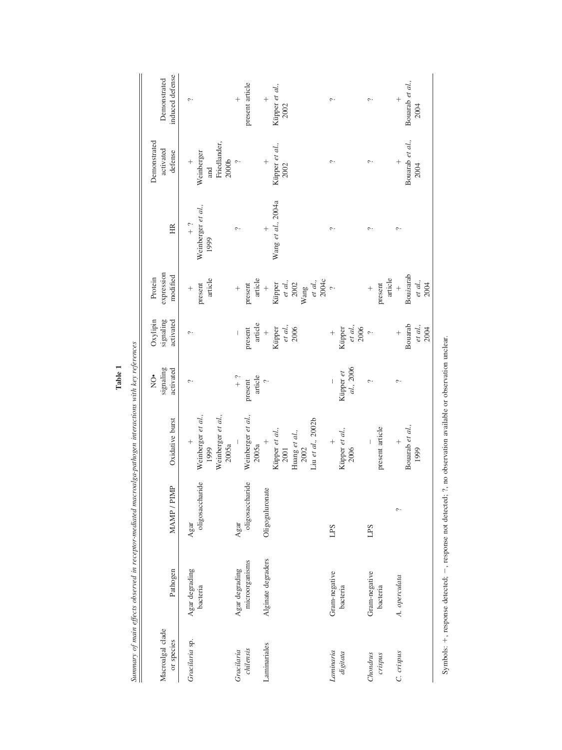**Table 1**

*Summary of main effects observed in receptor-mediated macroalga-pathogen interactions with key references*

| Macroalgal clade or species | Pathogen | MAMP / PIMP | Oxidative burst | NO• signaling activated | Oxylipin signaling activated | Protein expression modified | HR | Demonstrated activated defense | Demonstrated induced defense |
|---|---|---|---|---|---|---|---|---|---|
| *Gracilaria* sp. | Agar degrading bacteria | Agar oligosaccharide | + Weinberger *et al.*, 1999 Weinberger *et al.*, 2005a | ? | ? | + present article | + ? Weinberger *et al.*, 1999 | + Weinberger and Friedlander, 2000b | ? |
| *Gracilaria chilensis* | Agar degrading microorganisms | Agar oligosaccharide | – Weinberger *et al.*, 2005a | + ? present article | – present article | + present article | ? | ? | + present article |
| Laminariales | Alginate degraders | Oligoguluronate | + Küpper *et al.*, 2001 Huang *et al.*, 2002 Liu *et al.*, 2002b | ? | + Küpper *et al.*, 2006 | + Küpper *et al.*, 2002 Wang *et al.*, 2004c | + Wang *et al.*, 2004a | + Küpper *et al.*, 2002 | + Küpper *et al.*, 2002 |
| *Laminaria digitata* | Gram-negative bacteria | LPS | + Küpper *et al.*, 2006 | – Küpper *et al.*, 2006 | + Küpper *et al.*, 2006 | ? | ? | ? | ? |
| *Chondrus crispus* | Gram-negative bacteria | LPS | – present article | ? | ? | + present article | ? | ? | ? |
| *C. crispus* | *A. operculata* | ? | + Bouarab *et al.*, 1999 | ? | + Bouarab *et al.*, 2004 | + Bouarab *et al.*, 2004 | ? | + Bouarab *et al.*, 2004 | + Bouarab *et al.*, 2004 |

Symbols: +, response detected; –, response not detected; ?, no observation available or observation unclear.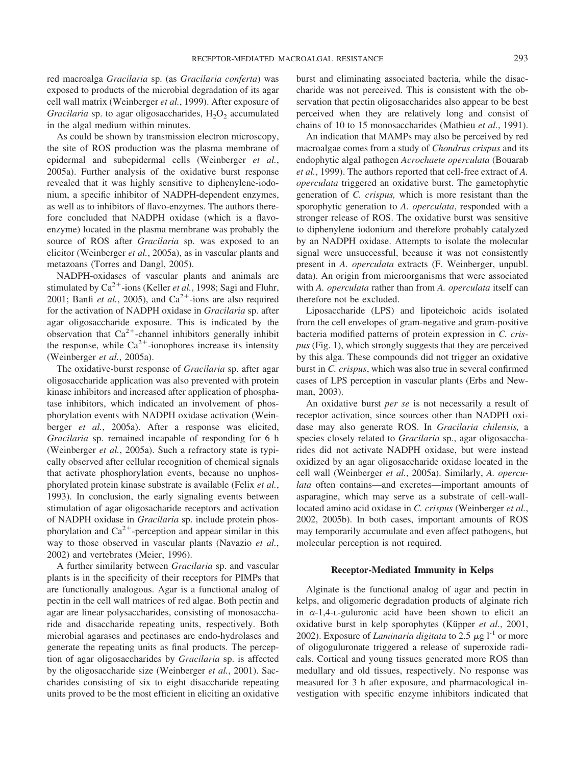red macroalga *Gracilaria* sp. (as *Gracilaria conferta*) was exposed to products of the microbial degradation of its agar cell wall matrix (Weinberger *et al.*, 1999). After exposure of *Gracilaria* sp. to agar oligosaccharides, $H_2O_2$ accumulated in the algal medium within minutes.

As could be shown by transmission electron microscopy, the site of ROS production was the plasma membrane of epidermal and subepidermal cells (Weinberger *et al.*, 2005a). Further analysis of the oxidative burst response revealed that it was highly sensitive to diphenylene-iodonium, a specific inhibitor of NADPH-dependent enzymes, as well as to inhibitors of flavo-enzymes. The authors therefore concluded that NADPH oxidase (which is a flavoenzyme) located in the plasma membrane was probably the source of ROS after *Gracilaria* sp. was exposed to an elicitor (Weinberger *et al.*, 2005a), as in vascular plants and metazoans (Torres and Dangl, 2005).

NADPH-oxidases of vascular plants and animals are stimulated by $Ca^{2+}$-ions (Keller *et al.*, 1998; Sagi and Fluhr, 2001; Banfi *et al.*, 2005), and $Ca^{2+}$-ions are also required for the activation of NADPH oxidase in *Gracilaria* sp. after agar oligosaccharide exposure. This is indicated by the observation that $Ca^{2+}$-channel inhibitors generally inhibit the response, while $Ca^{2+}$-ionophores increase its intensity (Weinberger *et al.*, 2005a).

The oxidative-burst response of *Gracilaria* sp. after agar oligosaccharide application was also prevented with protein kinase inhibitors and increased after application of phosphatase inhibitors, which indicated an involvement of phosphorylation events with NADPH oxidase activation (Weinberger *et al.*, 2005a). After a response was elicited, *Gracilaria* sp. remained incapable of responding for 6 h (Weinberger *et al.*, 2005a). Such a refractory state is typically observed after cellular recognition of chemical signals that activate phosphorylation events, because no unphosphorylated protein kinase substrate is available (Felix *et al.*, 1993). In conclusion, the early signaling events between stimulation of agar oligosacharide receptors and activation of NADPH oxidase in *Gracilaria* sp. include protein phosphorylation and $Ca^{2+}$-perception and appear similar in this way to those observed in vascular plants (Navazio *et al.*, 2002) and vertebrates (Meier, 1996).

A further similarity between *Gracilaria* sp. and vascular plants is in the specificity of their receptors for PIMPs that are functionally analogous. Agar is a functional analog of pectin in the cell wall matrices of red algae. Both pectin and agar are linear polysaccharides, consisting of monosaccharide and disaccharide repeating units, respectively. Both microbial agarases and pectinases are endo-hydrolases and generate the repeating units as final products. The perception of agar oligosaccharides by *Gracilaria* sp. is affected by the oligosaccharide size (Weinberger *et al.*, 2001). Saccharides consisting of six to eight disaccharide repeating units proved to be the most efficient in eliciting an oxidative burst and eliminating associated bacteria, while the disaccharide was not perceived. This is consistent with the observation that pectin oligosaccharides also appear to be best perceived when they are relatively long and consist of chains of 10 to 15 monosaccharides (Mathieu *et al.*, 1991).

An indication that MAMPs may also be perceived by red macroalgae comes from a study of *Chondrus crispus* and its endophytic algal pathogen *Acrochaete operculata* (Bouarab *et al.*, 1999). The authors reported that cell-free extract of *A. operculata* triggered an oxidative burst. The gametophytic generation of *C. crispus,* which is more resistant than the sporophytic generation to *A. operculata*, responded with a stronger release of ROS. The oxidative burst was sensitive to diphenylene iodonium and therefore probably catalyzed by an NADPH oxidase. Attempts to isolate the molecular signal were unsuccessful, because it was not consistently present in *A. operculata* extracts (F. Weinberger, unpubl. data). An origin from microorganisms that were associated with *A. operculata* rather than from *A. operculata* itself can therefore not be excluded.

Liposaccharide (LPS) and lipoteichoic acids isolated from the cell envelopes of gram-negative and gram-positive bacteria modified patterns of protein expression in *C. crispus* (Fig. 1), which strongly suggests that they are perceived by this alga. These compounds did not trigger an oxidative burst in *C. crispus*, which was also true in several confirmed cases of LPS perception in vascular plants (Erbs and Newman, 2003).

An oxidative burst *per se* is not necessarily a result of receptor activation, since sources other than NADPH oxidase may also generate ROS. In *Gracilaria chilensis,* a species closely related to *Gracilaria* sp., agar oligosaccharides did not activate NADPH oxidase, but were instead oxidized by an agar oligosaccharide oxidase located in the cell wall (Weinberger *et al.*, 2005a). Similarly, *A. operculata* often contains—and excretes—important amounts of asparagine, which may serve as a substrate of cell-wall-located amino acid oxidase in *C. crispus* (Weinberger *et al.*, 2002, 2005b). In both cases, important amounts of ROS may temporarily accumulate and even affect pathogens, but molecular perception is not required.

### Receptor-Mediated Immunity in Kelps

Alginate is the functional analog of agar and pectin in kelps, and oligomeric degradation products of alginate rich in $\alpha$-1,4-L-guluronic acid have been shown to elicit an oxidative burst in kelp sporophytes (Küpper *et al.*, 2001, 2002). Exposure of *Laminaria digitata* to 2.5 $\mu g\ l^{-1}$ or more of oligoguluronate triggered a release of superoxide radicals. Cortical and young tissues generated more ROS than medullary and old tissues, respectively. No response was measured for 3 h after exposure, and pharmacological investigation with specific enzyme inhibitors indicated that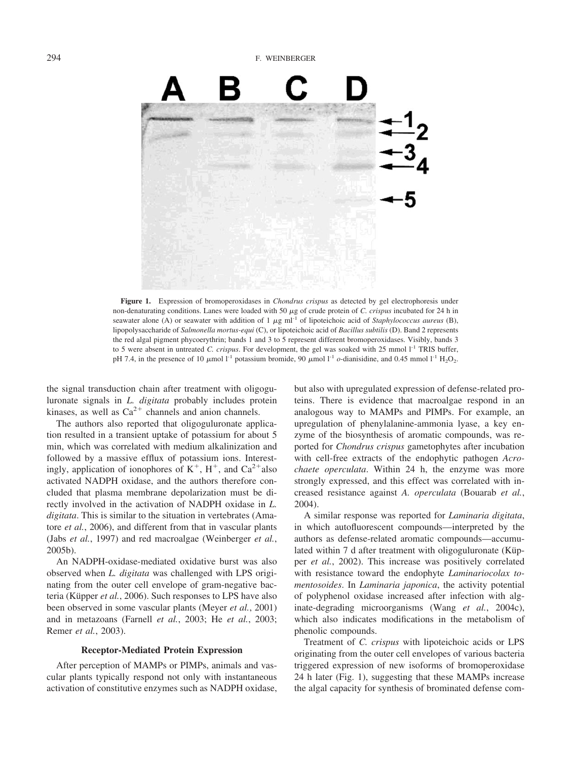A B C D

1
2
3
4
5

**Figure 1.** Expression of bromoperoxidases in *Chondrus crispus* as detected by gel electrophoresis under non-denaturating conditions. Lanes were loaded with 50 μg of crude protein of *C. crispus* incubated for 24 h in seawater alone (A) or seawater with addition of 1 μg $ml^{-1}$ of lipoteichoic acid of *Staphylococcus aureus* (B), lipopolysaccharide of *Salmonella mortus-equi* (C), or lipoteichoic acid of *Bacillus subtilis* (D). Band 2 represents the red algal pigment phycoerythrin; bands 1 and 3 to 5 represent different bromoperoxidases. Visibly, bands 3 to 5 were absent in untreated *C. crispus*. For development, the gel was soaked with 25 mmol $l^{-1}$ TRIS buffer, pH 7.4, in the presence of 10 μmol $l^{-1}$ potassium bromide, 90 μmol $l^{-1}$ *o*-dianisidine, and 0.45 mmol $l^{-1}$ $H_2O_2$.

the signal transduction chain after treatment with oligoguluronate signals in *L. digitata* probably includes protein kinases, as well as $Ca^{2+}$ channels and anion channels.

The authors also reported that oligoguluronate application resulted in a transient uptake of potassium for about 5 min, which was correlated with medium alkalinization and followed by a massive efflux of potassium ions. Interestingly, application of ionophores of $K^+$, $H^+$, and $Ca^{2+}$ also activated NADPH oxidase, and the authors therefore concluded that plasma membrane depolarization must be directly involved in the activation of NADPH oxidase in *L. digitata*. This is similar to the situation in vertebrates (Amatore *et al.*, 2006), and different from that in vascular plants (Jabs *et al.*, 1997) and red macroalgae (Weinberger *et al.*, 2005b).

An NADPH-oxidase-mediated oxidative burst was also observed when *L. digitata* was challenged with LPS originating from the outer cell envelope of gram-negative bacteria (Küpper *et al.*, 2006). Such responses to LPS have also been observed in some vascular plants (Meyer *et al.*, 2001) and in metazoans (Farnell *et al.*, 2003; He *et al.*, 2003; Remer *et al.*, 2003).

### Receptor-Mediated Protein Expression

After perception of MAMPs or PIMPs, animals and vascular plants typically respond not only with instantaneous activation of constitutive enzymes such as NADPH oxidase, but also with upregulated expression of defense-related proteins. There is evidence that macroalgae respond in an analogous way to MAMPs and PIMPs. For example, an upregulation of phenylalanine-ammonia lyase, a key enzyme of the biosynthesis of aromatic compounds, was reported for *Chondrus crispus* gametophytes after incubation with cell-free extracts of the endophytic pathogen *Acrochaete operculata*. Within 24 h, the enzyme was more strongly expressed, and this effect was correlated with increased resistance against *A. operculata* (Bouarab *et al.*, 2004).

A similar response was reported for *Laminaria digitata*, in which autofluorescent compounds—interpreted by the authors as defense-related aromatic compounds—accumulated within 7 d after treatment with oligoguluronate (Küpper *et al.*, 2002). This increase was positively correlated with resistance toward the endophyte *Laminariocolax tomentosoides*. In *Laminaria japonica*, the activity potential of polyphenol oxidase increased after infection with alginate-degrading microorganisms (Wang *et al.*, 2004c), which also indicates modifications in the metabolism of phenolic compounds.

Treatment of *C. crispus* with lipoteichoic acids or LPS originating from the outer cell envelopes of various bacteria triggered expression of new isoforms of bromoperoxidase 24 h later (Fig. 1), suggesting that these MAMPs increase the algal capacity for synthesis of brominated defense com-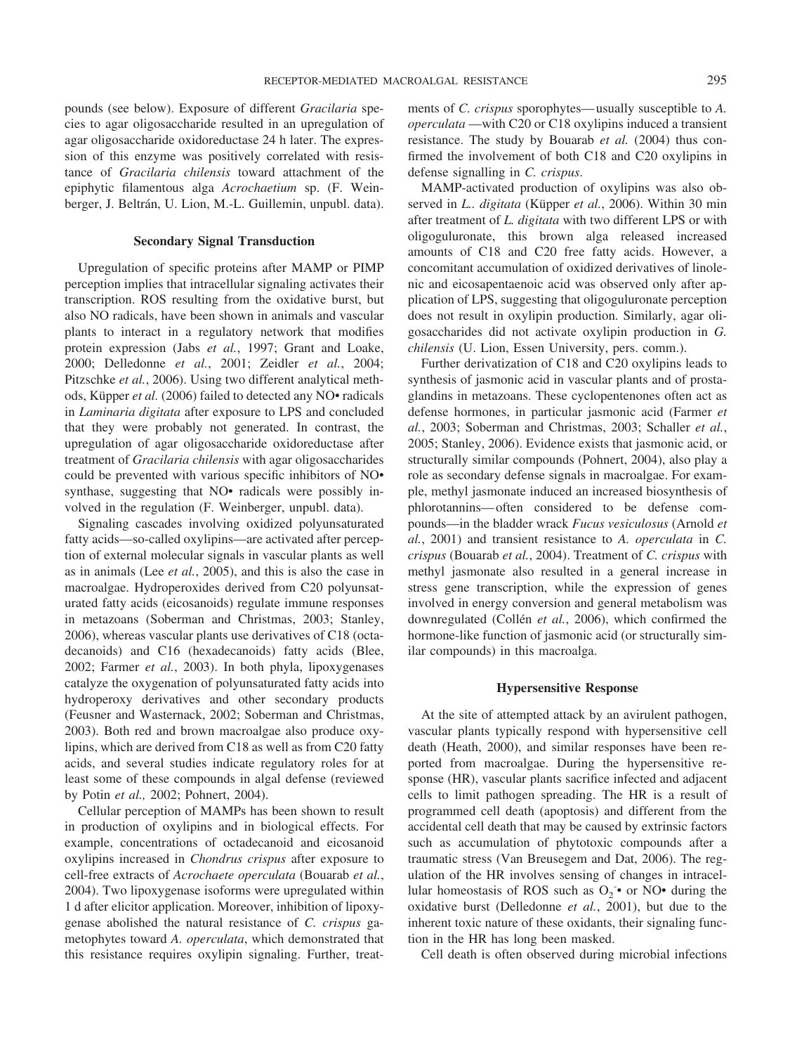pounds (see below). Exposure of different *Gracilaria* species to agar oligosaccharide resulted in an upregulation of agar oligosaccharide oxidoreductase 24 h later. The expression of this enzyme was positively correlated with resistance of *Gracilaria chilensis* toward attachment of the epiphytic filamentous alga *Acrochaetium* sp. (F. Weinberger, J. Beltrán, U. Lion, M.-L. Guillemin, unpubl. data).

### Secondary Signal Transduction

Upregulation of specific proteins after MAMP or PIMP perception implies that intracellular signaling activates their transcription. ROS resulting from the oxidative burst, but also NO radicals, have been shown in animals and vascular plants to interact in a regulatory network that modifies protein expression (Jabs *et al.*, 1997; Grant and Loake, 2000; Delledonne *et al.*, 2001; Zeidler *et al.*, 2004; Pitzschke *et al.*, 2006). Using two different analytical methods, Küpper *et al.* (2006) failed to detected any NO• radicals in *Laminaria digitata* after exposure to LPS and concluded that they were probably not generated. In contrast, the upregulation of agar oligosaccharide oxidoreductase after treatment of *Gracilaria chilensis* with agar oligosaccharides could be prevented with various specific inhibitors of NO• synthase, suggesting that NO• radicals were possibly involved in the regulation (F. Weinberger, unpubl. data).

Signaling cascades involving oxidized polyunsaturated fatty acids—so-called oxylipins—are activated after perception of external molecular signals in vascular plants as well as in animals (Lee *et al.*, 2005), and this is also the case in macroalgae. Hydroperoxides derived from C20 polyunsaturated fatty acids (eicosanoids) regulate immune responses in metazoans (Soberman and Christmas, 2003; Stanley, 2006), whereas vascular plants use derivatives of C18 (octadecanoids) and C16 (hexadecanoids) fatty acids (Blee, 2002; Farmer *et al.*, 2003). In both phyla, lipoxygenases catalyze the oxygenation of polyunsaturated fatty acids into hydroperoxy derivatives and other secondary products (Feusner and Wasternack, 2002; Soberman and Christmas, 2003). Both red and brown macroalgae also produce oxylipins, which are derived from C18 as well as from C20 fatty acids, and several studies indicate regulatory roles for at least some of these compounds in algal defense (reviewed by Potin *et al.,* 2002; Pohnert, 2004).

Cellular perception of MAMPs has been shown to result in production of oxylipins and in biological effects. For example, concentrations of octadecanoid and eicosanoid oxylipins increased in *Chondrus crispus* after exposure to cell-free extracts of *Acrochaete operculata* (Bouarab *et al.*, 2004). Two lipoxygenase isoforms were upregulated within 1 d after elicitor application. Moreover, inhibition of lipoxygenase abolished the natural resistance of *C. crispus* gametophytes toward *A. operculata*, which demonstrated that this resistance requires oxylipin signaling. Further, treatments of *C. crispus* sporophytes—usually susceptible to *A. operculata* —with C20 or C18 oxylipins induced a transient resistance. The study by Bouarab *et al.* (2004) thus confirmed the involvement of both C18 and C20 oxylipins in defense signalling in *C. crispus*.

MAMP-activated production of oxylipins was also observed in *L.. digitata* (Küpper *et al.*, 2006). Within 30 min after treatment of *L. digitata* with two different LPS or with oligoguluronate, this brown alga released increased amounts of C18 and C20 free fatty acids. However, a concomitant accumulation of oxidized derivatives of linolenic and eicosapentaenoic acid was observed only after application of LPS, suggesting that oligoguluronate perception does not result in oxylipin production. Similarly, agar oligosaccharides did not activate oxylipin production in *G. chilensis* (U. Lion, Essen University, pers. comm.).

Further derivatization of C18 and C20 oxylipins leads to synthesis of jasmonic acid in vascular plants and of prostaglandins in metazoans. These cyclopentenones often act as defense hormones, in particular jasmonic acid (Farmer *et al.*, 2003; Soberman and Christmas, 2003; Schaller *et al.*, 2005; Stanley, 2006). Evidence exists that jasmonic acid, or structurally similar compounds (Pohnert, 2004), also play a role as secondary defense signals in macroalgae. For example, methyl jasmonate induced an increased biosynthesis of phlorotannins—often considered to be defense compounds—in the bladder wrack *Fucus vesiculosus* (Arnold *et al.*, 2001) and transient resistance to *A. operculata* in *C. crispus* (Bouarab *et al.*, 2004). Treatment of *C. crispus* with methyl jasmonate also resulted in a general increase in stress gene transcription, while the expression of genes involved in energy conversion and general metabolism was downregulated (Collén *et al.*, 2006), which confirmed the hormone-like function of jasmonic acid (or structurally similar compounds) in this macroalga.

### Hypersensitive Response

At the site of attempted attack by an avirulent pathogen, vascular plants typically respond with hypersensitive cell death (Heath, 2000), and similar responses have been reported from macroalgae. During the hypersensitive response (HR), vascular plants sacrifice infected and adjacent cells to limit pathogen spreading. The HR is a result of programmed cell death (apoptosis) and different from the accidental cell death that may be caused by extrinsic factors such as accumulation of phytotoxic compounds after a traumatic stress (Van Breusegem and Dat, 2006). The regulation of the HR involves sensing of changes in intracellular homeostasis of ROS such as $O_2^-$• or NO• during the oxidative burst (Delledonne *et al.*, 2001), but due to the inherent toxic nature of these oxidants, their signaling function in the HR has long been masked.

Cell death is often observed during microbial infections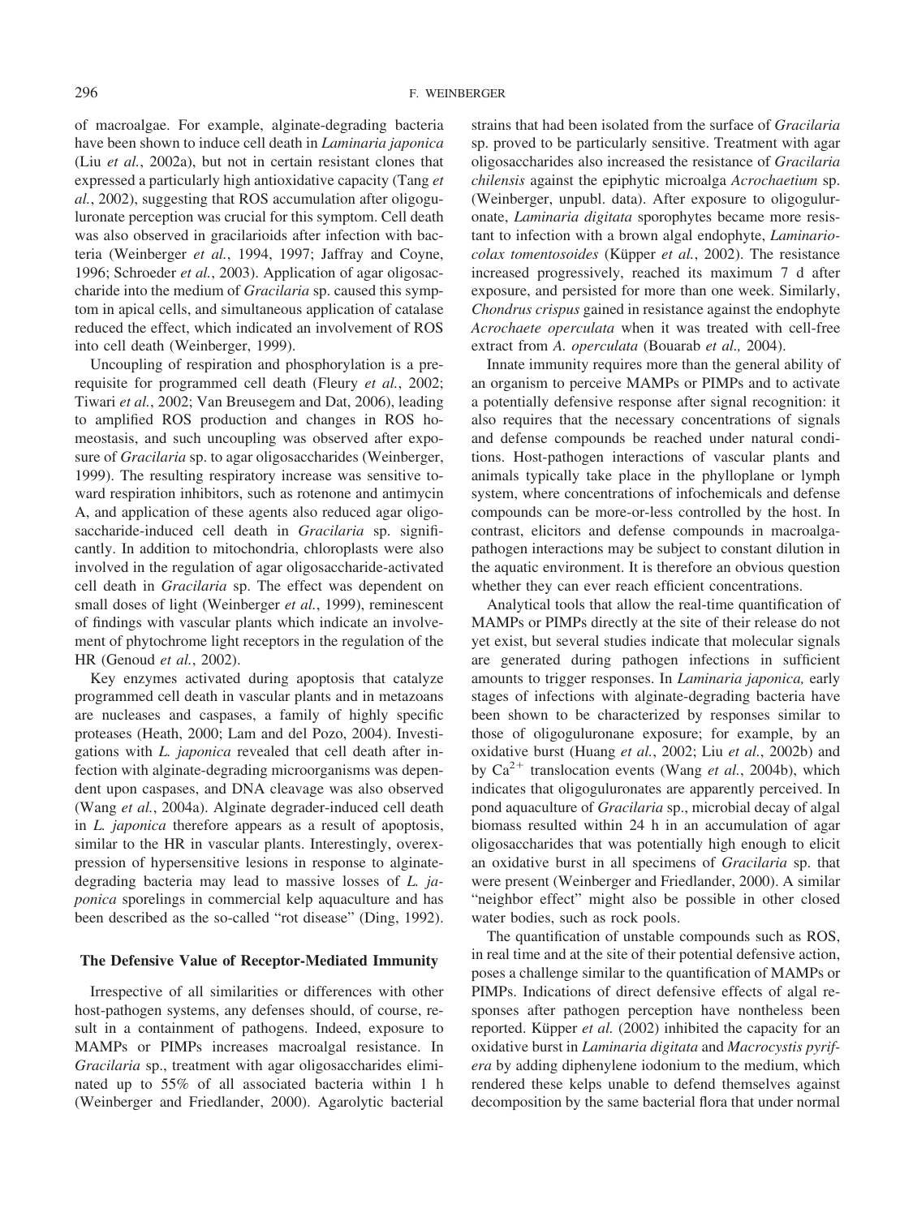of macroalgae. For example, alginate-degrading bacteria have been shown to induce cell death in *Laminaria japonica* (Liu *et al.*, 2002a), but not in certain resistant clones that expressed a particularly high antioxidative capacity (Tang *et al.*, 2002), suggesting that ROS accumulation after oligoguluronate perception was crucial for this symptom. Cell death was also observed in gracilarioids after infection with bacteria (Weinberger *et al.*, 1994, 1997; Jaffray and Coyne, 1996; Schroeder *et al.*, 2003). Application of agar oligosaccharide into the medium of *Gracilaria* sp. caused this symptom in apical cells, and simultaneous application of catalase reduced the effect, which indicated an involvement of ROS into cell death (Weinberger, 1999).

Uncoupling of respiration and phosphorylation is a prerequisite for programmed cell death (Fleury *et al.*, 2002; Tiwari *et al.*, 2002; Van Breusegem and Dat, 2006), leading to amplified ROS production and changes in ROS homeostasis, and such uncoupling was observed after exposure of *Gracilaria* sp. to agar oligosaccharides (Weinberger, 1999). The resulting respiratory increase was sensitive toward respiration inhibitors, such as rotenone and antimycin A, and application of these agents also reduced agar oligosaccharide-induced cell death in *Gracilaria* sp. significantly. In addition to mitochondria, chloroplasts were also involved in the regulation of agar oligosaccharide-activated cell death in *Gracilaria* sp. The effect was dependent on small doses of light (Weinberger *et al.*, 1999), reminescent of findings with vascular plants which indicate an involvement of phytochrome light receptors in the regulation of the HR (Genoud *et al.*, 2002).

Key enzymes activated during apoptosis that catalyze programmed cell death in vascular plants and in metazoans are nucleases and caspases, a family of highly specific proteases (Heath, 2000; Lam and del Pozo, 2004). Investigations with *L. japonica* revealed that cell death after infection with alginate-degrading microorganisms was dependent upon caspases, and DNA cleavage was also observed (Wang *et al.*, 2004a). Alginate degrader-induced cell death in *L. japonica* therefore appears as a result of apoptosis, similar to the HR in vascular plants. Interestingly, overexpression of hypersensitive lesions in response to alginate-degrading bacteria may lead to massive losses of *L. japonica* sporelings in commercial kelp aquaculture and has been described as the so-called "rot disease" (Ding, 1992).

## The Defensive Value of Receptor-Mediated Immunity

Irrespective of all similarities or differences with other host-pathogen systems, any defenses should, of course, result in a containment of pathogens. Indeed, exposure to MAMPs or PIMPs increases macroalgal resistance. In *Gracilaria* sp., treatment with agar oligosaccharides eliminated up to 55% of all associated bacteria within 1 h (Weinberger and Friedlander, 2000). Agarolytic bacterial strains that had been isolated from the surface of *Gracilaria* sp. proved to be particularly sensitive. Treatment with agar oligosaccharides also increased the resistance of *Gracilaria chilensis* against the epiphytic microalga *Acrochaetium* sp. (Weinberger, unpubl. data). After exposure to oligoguluronate, *Laminaria digitata* sporophytes became more resistant to infection with a brown algal endophyte, *Laminariocolax tomentosoides* (Küpper *et al.*, 2002). The resistance increased progressively, reached its maximum 7 d after exposure, and persisted for more than one week. Similarly, *Chondrus crispus* gained in resistance against the endophyte *Acrochaete operculata* when it was treated with cell-free extract from *A. operculata* (Bouarab *et al.,* 2004).

Innate immunity requires more than the general ability of an organism to perceive MAMPs or PIMPs and to activate a potentially defensive response after signal recognition: it also requires that the necessary concentrations of signals and defense compounds be reached under natural conditions. Host-pathogen interactions of vascular plants and animals typically take place in the phylloplane or lymph system, where concentrations of infochemicals and defense compounds can be more-or-less controlled by the host. In contrast, elicitors and defense compounds in macroalga-pathogen interactions may be subject to constant dilution in the aquatic environment. It is therefore an obvious question whether they can ever reach efficient concentrations.

Analytical tools that allow the real-time quantification of MAMPs or PIMPs directly at the site of their release do not yet exist, but several studies indicate that molecular signals are generated during pathogen infections in sufficient amounts to trigger responses. In *Laminaria japonica,* early stages of infections with alginate-degrading bacteria have been shown to be characterized by responses similar to those of oligoguluronane exposure; for example, by an oxidative burst (Huang *et al.*, 2002; Liu *et al.*, 2002b) and by $Ca^{2+}$ translocation events (Wang *et al.*, 2004b), which indicates that oligoguluronates are apparently perceived. In pond aquaculture of *Gracilaria* sp., microbial decay of algal biomass resulted within 24 h in an accumulation of agar oligosaccharides that was potentially high enough to elicit an oxidative burst in all specimens of *Gracilaria* sp. that were present (Weinberger and Friedlander, 2000). A similar "neighbor effect" might also be possible in other closed water bodies, such as rock pools.

The quantification of unstable compounds such as ROS, in real time and at the site of their potential defensive action, poses a challenge similar to the quantification of MAMPs or PIMPs. Indications of direct defensive effects of algal responses after pathogen perception have nontheless been reported. Küpper *et al.* (2002) inhibited the capacity for an oxidative burst in *Laminaria digitata* and *Macrocystis pyrifera* by adding diphenylene iodonium to the medium, which rendered these kelps unable to defend themselves against decomposition by the same bacterial flora that under normal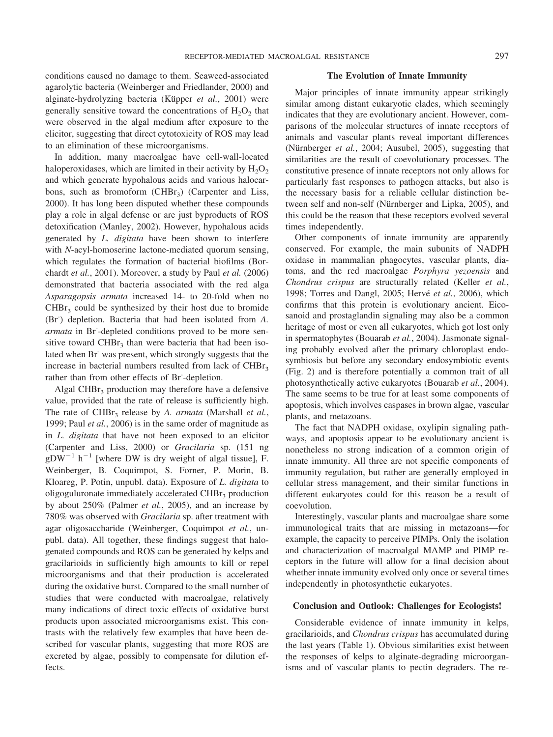conditions caused no damage to them. Seaweed-associated agarolytic bacteria (Weinberger and Friedlander, 2000) and alginate-hydrolyzing bacteria (Küpper *et al.*, 2001) were generally sensitive toward the concentrations of $H_2O_2$ that were observed in the algal medium after exposure to the elicitor, suggesting that direct cytotoxicity of ROS may lead to an elimination of these microorganisms.

In addition, many macroalgae have cell-wall-located haloperoxidases, which are limited in their activity by $H_2O_2$ and which generate hypohalous acids and various halocarbons, such as bromoform ($CHBr_3$) (Carpenter and Liss, 2000). It has long been disputed whether these compounds play a role in algal defense or are just byproducts of ROS detoxification (Manley, 2002). However, hypohalous acids generated by *L. digitata* have been shown to interfere with *N*-acyl-homoserine lactone-mediated quorum sensing, which regulates the formation of bacterial biofilms (Borchardt *et al.*, 2001). Moreover, a study by Paul *et al.* (2006) demonstrated that bacteria associated with the red alga *Asparagopsis armata* increased 14- to 20-fold when no $CHBr_3$ could be synthesized by their host due to bromide ($Br^-$) depletion. Bacteria that had been isolated from *A. armata* in $Br^-$-depleted conditions proved to be more sensitive toward $CHBr_3$ than were bacteria that had been isolated when $Br^-$ was present, which strongly suggests that the increase in bacterial numbers resulted from lack of $CHBr_3$ rather than from other effects of $Br^-$-depletion.

Algal $CHBr_3$ production may therefore have a defensive value, provided that the rate of release is sufficiently high. The rate of $CHBr_3$ release by *A. armata* (Marshall *et al.*, 1999; Paul *et al.*, 2006) is in the same order of magnitude as in *L. digitata* that have not been exposed to an elicitor (Carpenter and Liss, 2000) or *Gracilaria* sp. (151 ng $gDW^{-1}$ $h^{-1}$ [where DW is dry weight of algal tissue], F. Weinberger, B. Coquimpot, S. Forner, P. Morin, B. Kloareg, P. Potin, unpubl. data). Exposure of *L. digitata* to oligoguluronate immediately accelerated $CHBr_3$ production by about 250% (Palmer *et al.*, 2005), and an increase by 780% was observed with *Gracilaria* sp. after treatment with agar oligosaccharide (Weinberger, Coquimpot *et al.*, unpubl. data). All together, these findings suggest that halogenated compounds and ROS can be generated by kelps and gracilarioids in sufficiently high amounts to kill or repel microorganisms and that their production is accelerated during the oxidative burst. Compared to the small number of studies that were conducted with macroalgae, relatively many indications of direct toxic effects of oxidative burst products upon associated microorganisms exist. This contrasts with the relatively few examples that have been described for vascular plants, suggesting that more ROS are excreted by algae, possibly to compensate for dilution effects.

## The Evolution of Innate Immunity

Major principles of innate immunity appear strikingly similar among distant eukaryotic clades, which seemingly indicates that they are evolutionary ancient. However, comparisons of the molecular structures of innate receptors of animals and vascular plants reveal important differences (Nürnberger *et al.*, 2004; Ausubel, 2005), suggesting that similarities are the result of coevolutionary processes. The constitutive presence of innate receptors not only allows for particularly fast responses to pathogen attacks, but also is the necessary basis for a reliable cellular distinction between self and non-self (Nürnberger and Lipka, 2005), and this could be the reason that these receptors evolved several times independently.

Other components of innate immunity are apparently conserved. For example, the main subunits of NADPH oxidase in mammalian phagocytes, vascular plants, diatoms, and the red macroalgae *Porphyra yezoensis* and *Chondrus crispus* are structurally related (Keller *et al.*, 1998; Torres and Dangl, 2005; Hervé *et al.*, 2006), which confirms that this protein is evolutionary ancient. Eicosanoid and prostaglandin signaling may also be a common heritage of most or even all eukaryotes, which got lost only in spermatophytes (Bouarab *et al.*, 2004). Jasmonate signaling probably evolved after the primary chloroplast endosymbiosis but before any secondary endosymbiotic events (Fig. 2) and is therefore potentially a common trait of all photosynthetically active eukaryotes (Bouarab *et al.*, 2004). The same seems to be true for at least some components of apoptosis, which involves caspases in brown algae, vascular plants, and metazoans.

The fact that NADPH oxidase, oxylipin signaling pathways, and apoptosis appear to be evolutionary ancient is nonetheless no strong indication of a common origin of innate immunity. All three are not specific components of immunity regulation, but rather are generally employed in cellular stress management, and their similar functions in different eukaryotes could for this reason be a result of coevolution.

Interestingly, vascular plants and macroalgae share some immunological traits that are missing in metazoans—for example, the capacity to perceive PIMPs. Only the isolation and characterization of macroalgal MAMP and PIMP receptors in the future will allow for a final decision about whether innate immunity evolved only once or several times independently in photosynthetic eukaryotes.

## Conclusion and Outlook: Challenges for Ecologists!

Considerable evidence of innate immunity in kelps, gracilarioids, and *Chondrus crispus* has accumulated during the last years (Table 1). Obvious similarities exist between the responses of kelps to alginate-degrading microorganisms and of vascular plants to pectin degraders. The re-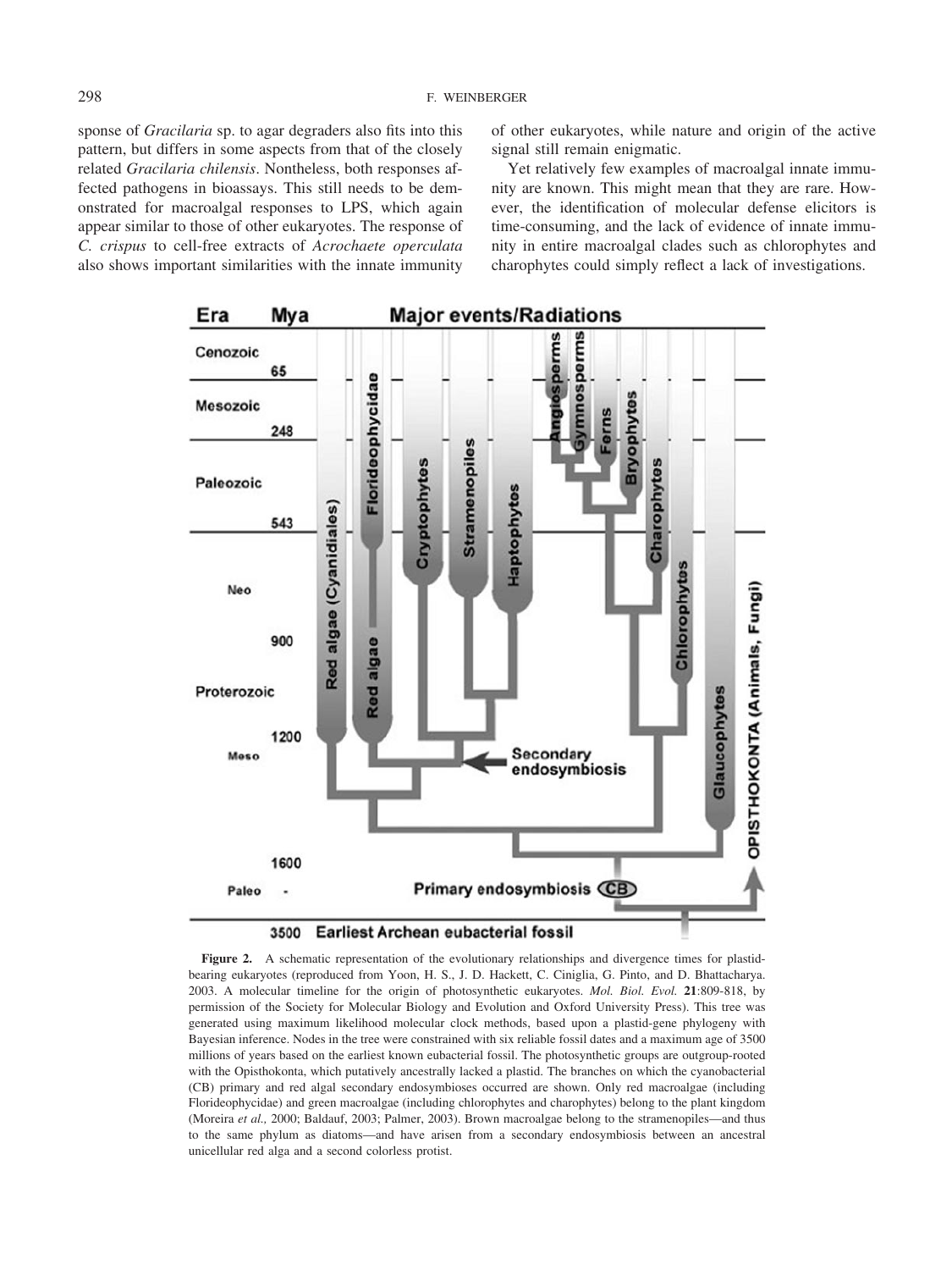sponse of *Gracilaria* sp. to agar degraders also fits into this pattern, but differs in some aspects from that of the closely related *Gracilaria chilensis*. Nontheless, both responses affected pathogens in bioassays. This still needs to be demonstrated for macroalgal responses to LPS, which again appear similar to those of other eukaryotes. The response of *C. crispus* to cell-free extracts of *Acrochaete operculata* also shows important similarities with the innate immunity of other eukaryotes, while nature and origin of the active signal still remain enigmatic.

Yet relatively few examples of macroalgal innate immunity are known. This might mean that they are rare. However, the identification of molecular defense elicitors is time-consuming, and the lack of evidence of innate immunity in entire macroalgal clades such as chlorophytes and charophytes could simply reflect a lack of investigations.

Era
Mya
Major events/Radiations
Cenozoic
65
Mesozoic
248
Paleozoic
543
Neo
900
Proterozoic
1200
Meso
1600
Paleo
3500 Earliest Archean eubacterial fossil
Red algae (Cyanidiales)
Florideophycidae
Red algae
Cryptophytes
Stramenopiles
Haptophytes
Angiosperms
Gymnosperms
Ferns
Bryophytes
Charophytes
Chlorophytes
Glaucophytes
OPISTHOKONTA (Animals, Fungi)
Secondary endosymbiosis
Primary endosymbiosis CB

**Figure 2.** A schematic representation of the evolutionary relationships and divergence times for plastid-bearing eukaryotes (reproduced from Yoon, H. S., J. D. Hackett, C. Ciniglia, G. Pinto, and D. Bhattacharya. 2003. A molecular timeline for the origin of photosynthetic eukaryotes. *Mol. Biol. Evol.* **21**:809-818, by permission of the Society for Molecular Biology and Evolution and Oxford University Press). This tree was generated using maximum likelihood molecular clock methods, based upon a plastid-gene phylogeny with Bayesian inference. Nodes in the tree were constrained with six reliable fossil dates and a maximum age of 3500 millions of years based on the earliest known eubacterial fossil. The photosynthetic groups are outgroup-rooted with the Opisthokonta, which putatively ancestrally lacked a plastid. The branches on which the cyanobacterial (CB) primary and red algal secondary endosymbioses occurred are shown. Only red macroalgae (including Florideophycidae) and green macroalgae (including chlorophytes and charophytes) belong to the plant kingdom (Moreira *et al.,* 2000; Baldauf, 2003; Palmer, 2003). Brown macroalgae belong to the stramenopiles—and thus to the same phylum as diatoms—and have arisen from a secondary endosymbiosis between an ancestral unicellular red alga and a second colorless protist.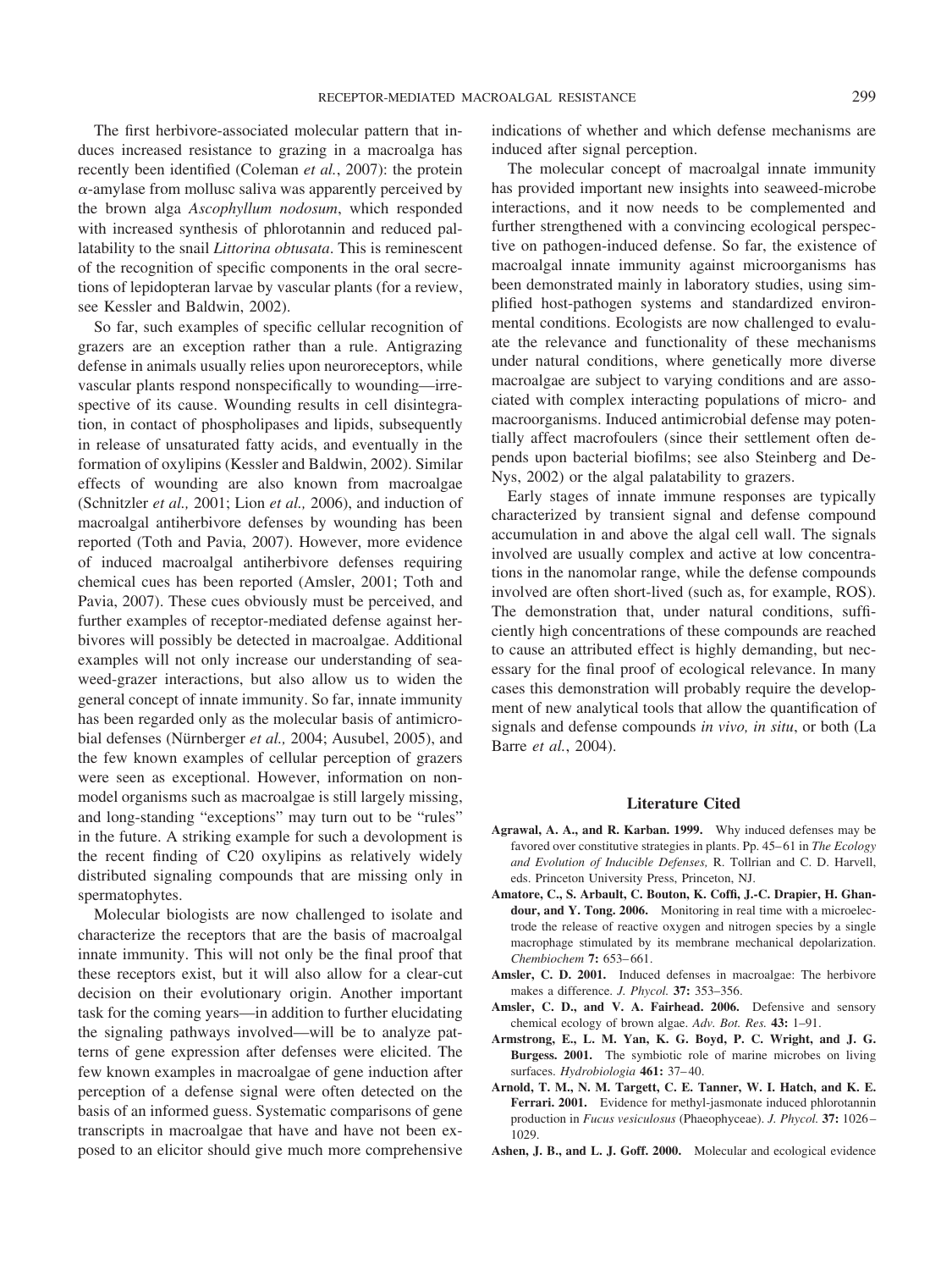The first herbivore-associated molecular pattern that induces increased resistance to grazing in a macroalga has recently been identified (Coleman *et al.*, 2007): the protein α-amylase from mollusc saliva was apparently perceived by the brown alga *Ascophyllum nodosum*, which responded with increased synthesis of phlorotannin and reduced palatability to the snail *Littorina obtusata*. This is reminescent of the recognition of specific components in the oral secretions of lepidopteran larvae by vascular plants (for a review, see Kessler and Baldwin, 2002).

So far, such examples of specific cellular recognition of grazers are an exception rather than a rule. Antigrazing defense in animals usually relies upon neuroreceptors, while vascular plants respond nonspecifically to wounding—irrespective of its cause. Wounding results in cell disintegration, in contact of phospholipases and lipids, subsequently in release of unsaturated fatty acids, and eventually in the formation of oxylipins (Kessler and Baldwin, 2002). Similar effects of wounding are also known from macroalgae (Schnitzler *et al.,* 2001; Lion *et al.,* 2006), and induction of macroalgal antiherbivore defenses by wounding has been reported (Toth and Pavia, 2007). However, more evidence of induced macroalgal antiherbivore defenses requiring chemical cues has been reported (Amsler, 2001; Toth and Pavia, 2007). These cues obviously must be perceived, and further examples of receptor-mediated defense against herbivores will possibly be detected in macroalgae. Additional examples will not only increase our understanding of seaweed-grazer interactions, but also allow us to widen the general concept of innate immunity. So far, innate immunity has been regarded only as the molecular basis of antimicrobial defenses (Nürnberger *et al.,* 2004; Ausubel, 2005), and the few known examples of cellular perception of grazers were seen as exceptional. However, information on nonmodel organisms such as macroalgae is still largely missing, and long-standing "exceptions" may turn out to be "rules" in the future. A striking example for such a devolopment is the recent finding of C20 oxylipins as relatively widely distributed signaling compounds that are missing only in spermatophytes.

Molecular biologists are now challenged to isolate and characterize the receptors that are the basis of macroalgal innate immunity. This will not only be the final proof that these receptors exist, but it will also allow for a clear-cut decision on their evolutionary origin. Another important task for the coming years—in addition to further elucidating the signaling pathways involved—will be to analyze patterns of gene expression after defenses were elicited. The few known examples in macroalgae of gene induction after perception of a defense signal were often detected on the basis of an informed guess. Systematic comparisons of gene transcripts in macroalgae that have and have not been exposed to an elicitor should give much more comprehensive indications of whether and which defense mechanisms are induced after signal perception.

The molecular concept of macroalgal innate immunity has provided important new insights into seaweed-microbe interactions, and it now needs to be complemented and further strengthened with a convincing ecological perspective on pathogen-induced defense. So far, the existence of macroalgal innate immunity against microorganisms has been demonstrated mainly in laboratory studies, using simplified host-pathogen systems and standardized environmental conditions. Ecologists are now challenged to evaluate the relevance and functionality of these mechanisms under natural conditions, where genetically more diverse macroalgae are subject to varying conditions and are associated with complex interacting populations of micro- and macroorganisms. Induced antimicrobial defense may potentially affect macrofoulers (since their settlement often depends upon bacterial biofilms; see also Steinberg and De-Nys, 2002) or the algal palatability to grazers.

Early stages of innate immune responses are typically characterized by transient signal and defense compound accumulation in and above the algal cell wall. The signals involved are usually complex and active at low concentrations in the nanomolar range, while the defense compounds involved are often short-lived (such as, for example, ROS). The demonstration that, under natural conditions, sufficiently high concentrations of these compounds are reached to cause an attributed effect is highly demanding, but necessary for the final proof of ecological relevance. In many cases this demonstration will probably require the development of new analytical tools that allow the quantification of signals and defense compounds *in vivo, in situ*, or both (La Barre *et al.*, 2004).

## Literature Cited

**Agrawal, A. A., and R. Karban. 1999.** Why induced defenses may be favored over constitutive strategies in plants. Pp. 45–61 in *The Ecology and Evolution of Inducible Defenses,* R. Tollrian and C. D. Harvell, eds. Princeton University Press, Princeton, NJ.

**Amatore, C., S. Arbault, C. Bouton, K. Coffi, J.-C. Drapier, H. Ghandour, and Y. Tong. 2006.** Monitoring in real time with a microelectrode the release of reactive oxygen and nitrogen species by a single macrophage stimulated by its membrane mechanical depolarization. *Chembiochem* **7:** 653–661.

**Amsler, C. D. 2001.** Induced defenses in macroalgae: The herbivore makes a difference. *J. Phycol.* **37:** 353–356.

**Amsler, C. D., and V. A. Fairhead. 2006.** Defensive and sensory chemical ecology of brown algae. *Adv. Bot. Res.* **43:** 1–91.

**Armstrong, E., L. M. Yan, K. G. Boyd, P. C. Wright, and J. G. Burgess. 2001.** The symbiotic role of marine microbes on living surfaces. *Hydrobiologia* **461:** 37–40.

**Arnold, T. M., N. M. Targett, C. E. Tanner, W. I. Hatch, and K. E. Ferrari. 2001.** Evidence for methyl-jasmonate induced phlorotannin production in *Fucus vesiculosus* (Phaeophyceae). *J. Phycol.* **37:** 1026–1029.

**Ashen, J. B., and L. J. Goff. 2000.** Molecular and ecological evidence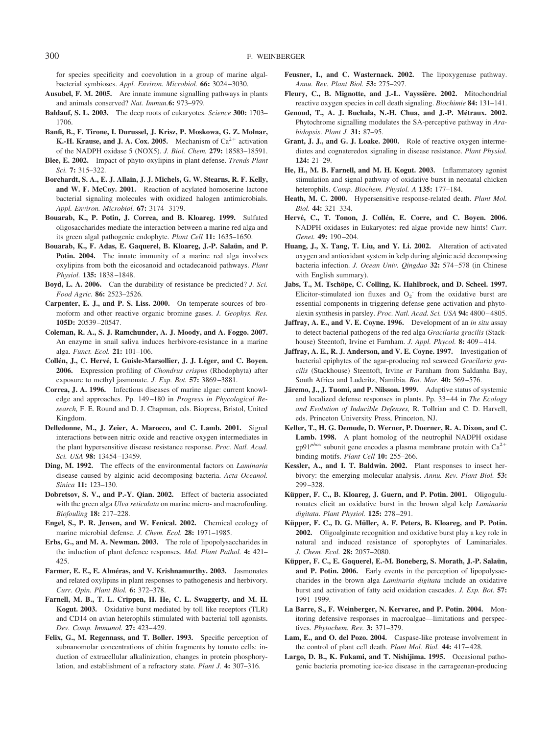for species specificity and coevolution in a group of marine algal-bacterial symbioses. *Appl. Environ. Microbiol.* **66:** 3024–3030.

**Ausubel, F. M. 2005.** Are innate immune signalling pathways in plants and animals conserved? *Nat. Immun.***6:** 973–979.

**Baldauf, S. L. 2003.** The deep roots of eukaryotes. *Science* **300:** 1703–1706.

**Banfi, B., F. Tirone, I. Durussel, J. Krisz, P. Moskowa, G. Z. Molnar, K.-H. Krause, and J. A. Cox. 2005.** Mechanism of $Ca^{2+}$ activation of the NADPH oxidase 5 (NOX5). *J. Biol. Chem.* **279:** 18583–18591.

**Blee, E. 2002.** Impact of phyto-oxylipins in plant defense. *Trends Plant Sci.* **7:** 315–322.

**Borchardt, S. A., E. J. Allain, J. J. Michels, G. W. Stearns, R. F. Kelly, and W. F. McCoy. 2001.** Reaction of acylated homoserine lactone bacterial signaling molecules with oxidized halogen antimicrobials. *Appl. Environ. Microbiol.* **67:** 3174–3179.

**Bouarab, K., P. Potin, J. Correa, and B. Kloareg. 1999.** Sulfated oligosaccharides mediate the interaction between a marine red alga and its green algal pathogenic endophyte. *Plant Cell* **11:** 1635–1650.

**Bouarab, K., F. Adas, E. Gaquerel, B. Kloareg, J.-P. Salaün, and P. Potin. 2004.** The innate immunity of a marine red alga involves oxylipins from both the eicosanoid and octadecanoid pathways. *Plant Physiol.* **135:** 1838–1848.

**Boyd, L. A. 2006.** Can the durability of resistance be predicted? *J. Sci. Food Agric.* **86:** 2523–2526.

**Carpenter, E. J., and P. S. Liss. 2000.** On temperate sources of bromoform and other reactive organic bromine gases. *J. Geophys. Res.* **105D:** 20539–20547.

**Coleman, R. A., S. J. Ramchunder, A. J. Moody, and A. Foggo. 2007.** An enzyme in snail saliva induces herbivore-resistance in a marine alga. *Funct. Ecol.* **21:** 101–106.

**Collén, J., C. Hervé, I. Guisle-Marsollier, J. J. Léger, and C. Boyen. 2006.** Expression profiling of *Chondrus crispus* (Rhodophyta) after exposure to methyl jasmonate. *J. Exp. Bot.* **57:** 3869–3881.

**Correa, J. A. 1996.** Infectious diseases of marine algae: current knowledge and approaches. Pp. 149–180 in *Progress in Phycological Research,* F. E. Round and D. J. Chapman, eds. Biopress, Bristol, United Kingdom.

**Delledonne, M., J. Zeier, A. Marocco, and C. Lamb. 2001.** Signal interactions between nitric oxide and reactive oxygen intermediates in the plant hypersensitive disease resistance response. *Proc. Natl. Acad. Sci. USA* **98:** 13454–13459.

**Ding, M. 1992.** The effects of the environmental factors on *Laminaria* disease caused by alginic acid decomposing bacteria. *Acta Oceanol. Sinica* **11:** 123–130.

**Dobretsov, S. V., and P.-Y. Qian. 2002.** Effect of bacteria associated with the green alga *Ulva reticulata* on marine micro- and macrofouling. *Biofouling* **18:** 217–228.

**Engel, S., P. R. Jensen, and W. Fenical. 2002.** Chemical ecology of marine microbial defense. *J. Chem. Ecol.* **28:** 1971–1985.

**Erbs, G., and M. A. Newman. 2003.** The role of lipopolysaccharides in the induction of plant defence responses. *Mol. Plant Pathol.* **4:** 421–425.

**Farmer, E. E., E. Alméras, and V. Krishnamurthy. 2003.** Jasmonates and related oxylipins in plant responses to pathogenesis and herbivory. *Curr. Opin. Plant Biol.* **6:** 372–378.

**Farnell, M. B., T. L. Crippen, H. He, C. L. Swaggerty, and M. H. Kogut. 2003.** Oxidative burst mediated by toll like receptors (TLR) and CD14 on avian heterophils stimulated with bacterial toll agonists. *Dev. Comp. Immunol.* **27:** 423–429.

**Felix, G., M. Regennass, and T. Boller. 1993.** Specific perception of subnanomolar concentrations of chitin fragments by tomato cells: induction of extracellular alkalinization, changes in protein phosphorylation, and establishment of a refractory state. *Plant J.* **4:** 307–316.

**Feusner, I., and C. Wasternack. 2002.** The lipoxygenase pathway. *Annu. Rev. Plant Biol.* **53:** 275–297.

**Fleury, C., B. Mignotte, and J.-L. Vayssière. 2002.** Mitochondrial reactive oxygen species in cell death signaling. *Biochimie* **84:** 131–141.

**Genoud, T., A. J. Buchala, N.-H. Chua, and J.-P. Métraux. 2002.** Phytochrome signalling modulates the SA-perceptive pathway in *Arabidopsis*. *Plant J.* **31:** 87–95.

**Grant, J. J., and G. J. Loake. 2000.** Role of reactive oxygen intermediates and cognateredox signaling in disease resistance. *Plant Physiol.* **124:** 21–29.

**He, H., M. B. Farnell, and M. H. Kogut. 2003.** Inflammatory agonist stimulation and signal pathway of oxidative burst in neonatal chicken heterophils. *Comp. Biochem. Physiol. A* **135:** 177–184.

**Heath, M. C. 2000.** Hypersensitive response-related death. *Plant Mol. Biol.* **44:** 321–334.

**Hervé, C., T. Tonon, J. Collén, E. Corre, and C. Boyen. 2006.** NADPH oxidases in Eukaryotes: red algae provide new hints! *Curr. Genet.* **49:** 190–204.

**Huang, J., X. Tang, T. Liu, and Y. Li. 2002.** Alteration of activated oxygen and antioxidant system in kelp during alginic acid decomposing bacteria infection. *J. Ocean Univ. Qingdao* **32:** 574–578 (in Chinese with English summary).

**Jabs, T., M. Tschöpe, C. Colling, K. Hahlbrock, and D. Scheel. 1997.** Elicitor-stimulated ion fluxes and $O_2^-$ from the oxidative burst are essential components in triggering defense gene activation and phytoalexin synthesis in parsley. *Proc. Natl. Acad. Sci. USA* **94:** 4800–4805.

**Jaffray, A. E., and V. E. Coyne. 1996.** Development of an *in situ* assay to detect bacterial pathogens of the red alga *Gracilaria gracilis* (Stackhouse) Steentoft, Irvine et Farnham. *J. Appl. Phycol.* **8:** 409–414.

**Jaffray, A. E., R. J. Anderson, and V. E. Coyne. 1997.** Investigation of bacterial epiphytes of the agar-producing red seaweed *Gracilaria gracilis* (Stackhouse) Steentoft, Irvine *et* Farnham from Saldanha Bay, South Africa and Luderitz, Namibia. *Bot. Mar.* **40:** 569–576.

**Järemo, J., J. Tuomi, and P. Nilsson. 1999.** Adaptive status of systemic and localized defense responses in plants. Pp. 33–44 in *The Ecology and Evolution of Inducible Defenses,* R. Tollrian and C. D. Harvell, eds. Princeton University Press, Princeton, NJ.

**Keller, T., H. G. Demude, D. Werner, P. Doerner, R. A. Dixon, and C. Lamb. 1998.** A plant homolog of the neutrophil NADPH oxidase $gp91^{phox}$ subunit gene encodes a plasma membrane protein with $Ca^{2+}$ binding motifs. *Plant Cell* **10:** 255–266.

**Kessler, A., and I. T. Baldwin. 2002.** Plant responses to insect herbivory: the emerging molecular analysis. *Annu. Rev. Plant Biol.* **53:** 299–328.

**Küpper, F. C., B. Kloareg, J. Guern, and P. Potin. 2001.** Oligoguluronates elicit an oxidative burst in the brown algal kelp *Laminaria digitata*. *Plant Physiol.* **125:** 278–291.

**Küpper, F. C., D. G. Müller, A. F. Peters, B. Kloareg, and P. Potin. 2002.** Oligoalginate recognition and oxidative burst play a key role in natural and induced resistance of sporophytes of Laminariales. *J. Chem. Ecol.* **28:** 2057–2080.

**Küpper, F. C., E. Gaquerel, E.-M. Boneberg, S. Morath, J.-P. Salaün, and P. Potin. 2006.** Early events in the perception of lipopolysaccharides in the brown alga *Laminaria digitata* include an oxidative burst and activation of fatty acid oxidation cascades. *J. Exp. Bot.* **57:** 1991–1999.

**La Barre, S., F. Weinberger, N. Kervarec, and P. Potin. 2004.** Monitoring defensive responses in macroalgae—limitations and perspectives. *Phytochem. Rev.* **3:** 371–379.

**Lam, E., and O. del Pozo. 2004.** Caspase-like protease involvement in the control of plant cell death. *Plant Mol. Biol.* **44:** 417–428.

**Largo, D. B., K. Fukami, and T. Nishijima. 1995.** Occasional pathogenic bacteria promoting ice-ice disease in the carrageenan-producing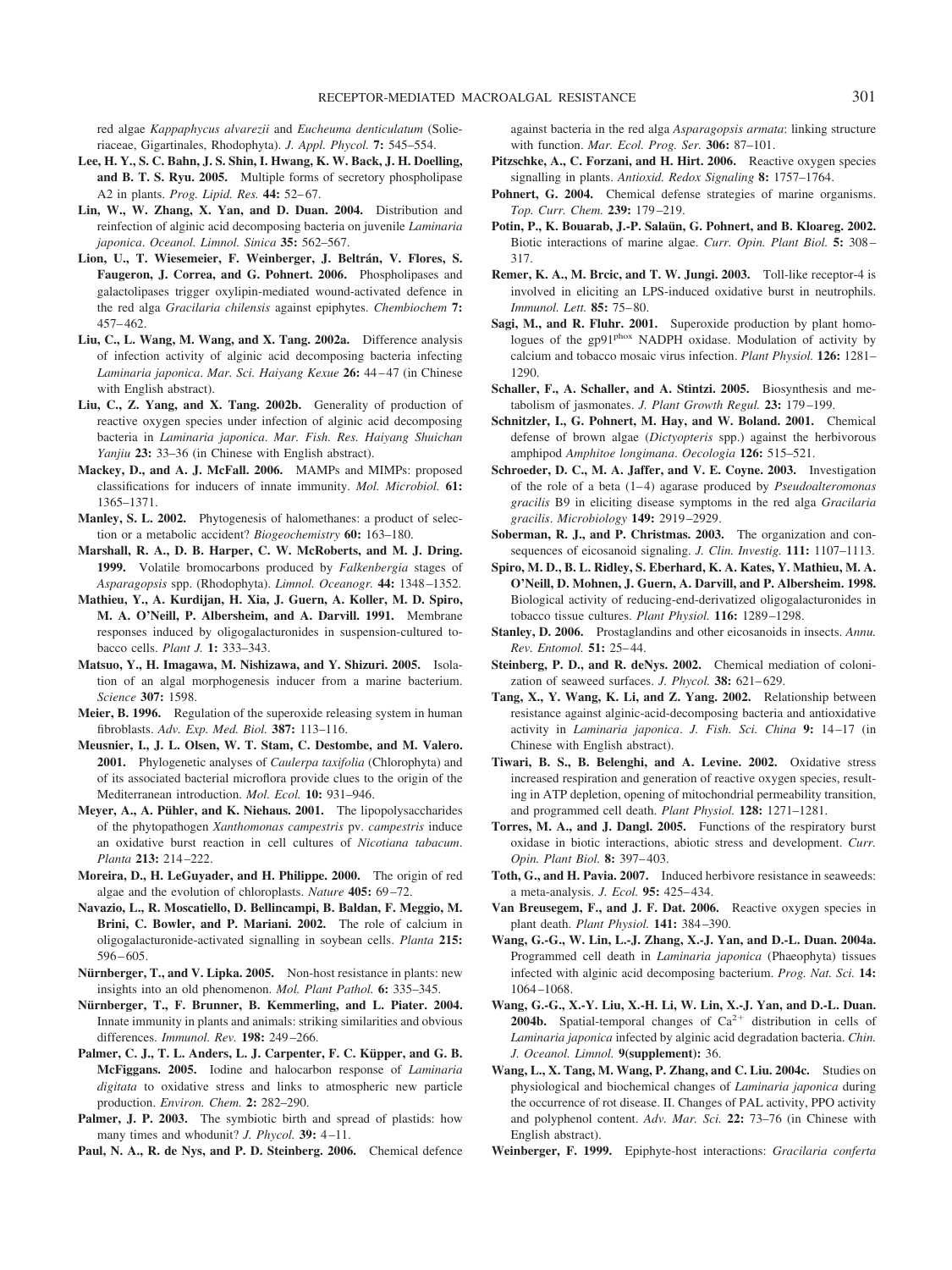red algae *Kappaphycus alvarezii* and *Eucheuma denticulatum* (Solieriaceae, Gigartinales, Rhodophyta). *J. Appl. Phycol.* **7:** 545–554.

**Lee, H. Y., S. C. Bahn, J. S. Shin, I. Hwang, K. W. Back, J. H. Doelling, and B. T. S. Ryu. 2005.** Multiple forms of secretory phospholipase A2 in plants. *Prog. Lipid. Res.* **44:** 52–67.

**Lin, W., W. Zhang, X. Yan, and D. Duan. 2004.** Distribution and reinfection of alginic acid decomposing bacteria on juvenile *Laminaria japonica*. *Oceanol. Limnol. Sinica* **35:** 562–567.

**Lion, U., T. Wiesemeier, F. Weinberger, J. Beltrán, V. Flores, S. Faugeron, J. Correa, and G. Pohnert. 2006.** Phospholipases and galactolipases trigger oxylipin-mediated wound-activated defence in the red alga *Gracilaria chilensis* against epiphytes. *Chembiochem* **7:** 457–462.

**Liu, C., L. Wang, M. Wang, and X. Tang. 2002a.** Difference analysis of infection activity of alginic acid decomposing bacteria infecting *Laminaria japonica*. *Mar. Sci. Haiyang Kexue* **26:** 44–47 (in Chinese with English abstract).

**Liu, C., Z. Yang, and X. Tang. 2002b.** Generality of production of reactive oxygen species under infection of alginic acid decomposing bacteria in *Laminaria japonica*. *Mar. Fish. Res. Haiyang Shuichan Yanjiu* **23:** 33–36 (in Chinese with English abstract).

**Mackey, D., and A. J. McFall. 2006.** MAMPs and MIMPs: proposed classifications for inducers of innate immunity. *Mol. Microbiol.* **61:** 1365–1371.

**Manley, S. L. 2002.** Phytogenesis of halomethanes: a product of selection or a metabolic accident? *Biogeochemistry* **60:** 163–180.

**Marshall, R. A., D. B. Harper, C. W. McRoberts, and M. J. Dring. 1999.** Volatile bromocarbons produced by *Falkenbergia* stages of *Asparagopsis* spp. (Rhodophyta). *Limnol. Oceanogr.* **44:** 1348–1352.

**Mathieu, Y., A. Kurdijan, H. Xia, J. Guern, A. Koller, M. D. Spiro, M. A. O'Neill, P. Albersheim, and A. Darvill. 1991.** Membrane responses induced by oligogalacturonides in suspension-cultured tobacco cells. *Plant J.* **1:** 333–343.

**Matsuo, Y., H. Imagawa, M. Nishizawa, and Y. Shizuri. 2005.** Isolation of an algal morphogenesis inducer from a marine bacterium. *Science* **307:** 1598.

**Meier, B. 1996.** Regulation of the superoxide releasing system in human fibroblasts. *Adv. Exp. Med. Biol.* **387:** 113–116.

**Meusnier, I., J. L. Olsen, W. T. Stam, C. Destombe, and M. Valero. 2001.** Phylogenetic analyses of *Caulerpa taxifolia* (Chlorophyta) and of its associated bacterial microflora provide clues to the origin of the Mediterranean introduction. *Mol. Ecol.* **10:** 931–946.

**Meyer, A., A. Pühler, and K. Niehaus. 2001.** The lipopolysaccharides of the phytopathogen *Xanthomonas campestris* pv. *campestris* induce an oxidative burst reaction in cell cultures of *Nicotiana tabacum*. *Planta* **213:** 214–222.

**Moreira, D., H. LeGuyader, and H. Philippe. 2000.** The origin of red algae and the evolution of chloroplasts. *Nature* **405:** 69–72.

**Navazio, L., R. Moscatiello, D. Bellincampi, B. Baldan, F. Meggio, M. Brini, C. Bowler, and P. Mariani. 2002.** The role of calcium in oligogalacturonide-activated signalling in soybean cells. *Planta* **215:** 596–605.

**Nürnberger, T., and V. Lipka. 2005.** Non-host resistance in plants: new insights into an old phenomenon. *Mol. Plant Pathol.* **6:** 335–345.

**Nürnberger, T., F. Brunner, B. Kemmerling, and L. Piater. 2004.** Innate immunity in plants and animals: striking similarities and obvious differences. *Immunol. Rev.* **198:** 249–266.

**Palmer, C. J., T. L. Anders, L. J. Carpenter, F. C. Küpper, and G. B. McFiggans. 2005.** Iodine and halocarbon response of *Laminaria digitata* to oxidative stress and links to atmospheric new particle production. *Environ. Chem.* **2:** 282–290.

**Palmer, J. P. 2003.** The symbiotic birth and spread of plastids: how many times and whodunit? *J. Phycol.* **39:** 4–11.

**Paul, N. A., R. de Nys, and P. D. Steinberg. 2006.** Chemical defence against bacteria in the red alga *Asparagopsis armata*: linking structure with function. *Mar. Ecol. Prog. Ser.* **306:** 87–101.

**Pitzschke, A., C. Forzani, and H. Hirt. 2006.** Reactive oxygen species signalling in plants. *Antioxid. Redox Signaling* **8:** 1757–1764.

**Pohnert, G. 2004.** Chemical defense strategies of marine organisms. *Top. Curr. Chem.* **239:** 179–219.

**Potin, P., K. Bouarab, J.-P. Salaün, G. Pohnert, and B. Kloareg. 2002.** Biotic interactions of marine algae. *Curr. Opin. Plant Biol.* **5:** 308–317.

**Remer, K. A., M. Brcic, and T. W. Jungi. 2003.** Toll-like receptor-4 is involved in eliciting an LPS-induced oxidative burst in neutrophils. *Immunol. Lett.* **85:** 75–80.

**Sagi, M., and R. Fluhr. 2001.** Superoxide production by plant homologues of the gp91$^{phox}$ NADPH oxidase. Modulation of activity by calcium and tobacco mosaic virus infection. *Plant Physiol.* **126:** 1281–1290.

**Schaller, F., A. Schaller, and A. Stintzi. 2005.** Biosynthesis and metabolism of jasmonates. *J. Plant Growth Regul.* **23:** 179–199.

**Schnitzler, I., G. Pohnert, M. Hay, and W. Boland. 2001.** Chemical defense of brown algae (*Dictyopteris* spp.) against the herbivorous amphipod *Amphitoe longimana*. *Oecologia* **126:** 515–521.

**Schroeder, D. C., M. A. Jaffer, and V. E. Coyne. 2003.** Investigation of the role of a beta (1–4) agarase produced by *Pseudoalteromonas gracilis* B9 in eliciting disease symptoms in the red alga *Gracilaria gracilis*. *Microbiology* **149:** 2919–2929.

**Soberman, R. J., and P. Christmas. 2003.** The organization and consequences of eicosanoid signaling. *J. Clin. Investig.* **111:** 1107–1113.

**Spiro, M. D., B. L. Ridley, S. Eberhard, K. A. Kates, Y. Mathieu, M. A. O'Neill, D. Mohnen, J. Guern, A. Darvill, and P. Albersheim. 1998.** Biological activity of reducing-end-derivatized oligogalacturonides in tobacco tissue cultures. *Plant Physiol.* **116:** 1289–1298.

**Stanley, D. 2006.** Prostaglandins and other eicosanoids in insects. *Annu. Rev. Entomol.* **51:** 25–44.

**Steinberg, P. D., and R. deNys. 2002.** Chemical mediation of colonization of seaweed surfaces. *J. Phycol.* **38:** 621–629.

**Tang, X., Y. Wang, K. Li, and Z. Yang. 2002.** Relationship between resistance against alginic-acid-decomposing bacteria and antioxidative activity in *Laminaria japonica*. *J. Fish. Sci. China* **9:** 14–17 (in Chinese with English abstract).

**Tiwari, B. S., B. Belenghi, and A. Levine. 2002.** Oxidative stress increased respiration and generation of reactive oxygen species, resulting in ATP depletion, opening of mitochondrial permeability transition, and programmed cell death. *Plant Physiol.* **128:** 1271–1281.

**Torres, M. A., and J. Dangl. 2005.** Functions of the respiratory burst oxidase in biotic interactions, abiotic stress and development. *Curr. Opin. Plant Biol.* **8:** 397–403.

**Toth, G., and H. Pavia. 2007.** Induced herbivore resistance in seaweeds: a meta-analysis. *J. Ecol.* **95:** 425–434.

**Van Breusegem, F., and J. F. Dat. 2006.** Reactive oxygen species in plant death. *Plant Physiol.* **141:** 384–390.

**Wang, G.-G., W. Lin, L.-J. Zhang, X.-J. Yan, and D.-L. Duan. 2004a.** Programmed cell death in *Laminaria japonica* (Phaeophyta) tissues infected with alginic acid decomposing bacterium. *Prog. Nat. Sci.* **14:** 1064–1068.

**Wang, G.-G., X.-Y. Liu, X.-H. Li, W. Lin, X.-J. Yan, and D.-L. Duan. 2004b.** Spatial-temporal changes of $Ca^{2+}$ distribution in cells of *Laminaria japonica* infected by alginic acid degradation bacteria. *Chin. J. Oceanol. Limnol.* **9(supplement):** 36.

**Wang, L., X. Tang, M. Wang, P. Zhang, and C. Liu. 2004c.** Studies on physiological and biochemical changes of *Laminaria japonica* during the occurrence of rot disease. II. Changes of PAL activity, PPO activity and polyphenol content. *Adv. Mar. Sci.* **22:** 73–76 (in Chinese with English abstract).

**Weinberger, F. 1999.** Epiphyte-host interactions: *Gracilaria conferta*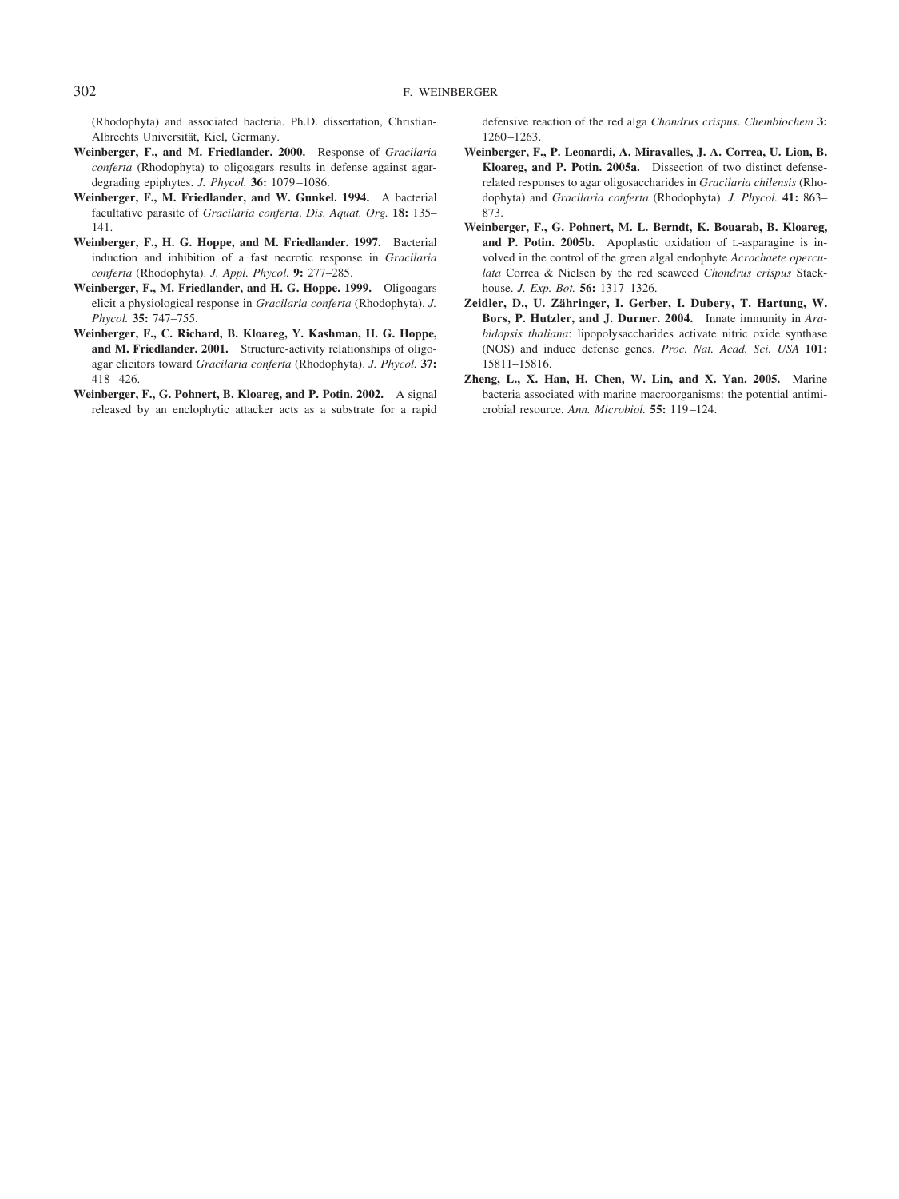(Rhodophyta) and associated bacteria. Ph.D. dissertation, Christian-Albrechts Universität, Kiel, Germany.

**Weinberger, F., and M. Friedlander. 2000.** Response of *Gracilaria conferta* (Rhodophyta) to oligoagars results in defense against agar-degrading epiphytes. *J. Phycol.* **36:** 1079–1086.

**Weinberger, F., M. Friedlander, and W. Gunkel. 1994.** A bacterial facultative parasite of *Gracilaria conferta*. *Dis. Aquat. Org.* **18:** 135–141.

**Weinberger, F., H. G. Hoppe, and M. Friedlander. 1997.** Bacterial induction and inhibition of a fast necrotic response in *Gracilaria conferta* (Rhodophyta). *J. Appl. Phycol.* **9:** 277–285.

**Weinberger, F., M. Friedlander, and H. G. Hoppe. 1999.** Oligoagars elicit a physiological response in *Gracilaria conferta* (Rhodophyta). *J. Phycol.* **35:** 747–755.

**Weinberger, F., C. Richard, B. Kloareg, Y. Kashman, H. G. Hoppe, and M. Friedlander. 2001.** Structure-activity relationships of oligoagar elicitors toward *Gracilaria conferta* (Rhodophyta). *J. Phycol.* **37:** 418–426.

**Weinberger, F., G. Pohnert, B. Kloareg, and P. Potin. 2002.** A signal released by an enclophytic attacker acts as a substrate for a rapid defensive reaction of the red alga *Chondrus crispus*. *Chembiochem* **3:** 1260–1263.

**Weinberger, F., P. Leonardi, A. Miravalles, J. A. Correa, U. Lion, B. Kloareg, and P. Potin. 2005a.** Dissection of two distinct defense-related responses to agar oligosaccharides in *Gracilaria chilensis* (Rhodophyta) and *Gracilaria conferta* (Rhodophyta). *J. Phycol.* **41:** 863–873.

**Weinberger, F., G. Pohnert, M. L. Berndt, K. Bouarab, B. Kloareg, and P. Potin. 2005b.** Apoplastic oxidation of L-asparagine is involved in the control of the green algal endophyte *Acrochaete operculata* Correa & Nielsen by the red seaweed *Chondrus crispus* Stackhouse. *J. Exp. Bot.* **56:** 1317–1326.

**Zeidler, D., U. Zähringer, I. Gerber, I. Dubery, T. Hartung, W. Bors, P. Hutzler, and J. Durner. 2004.** Innate immunity in *Arabidopsis thaliana*: lipopolysaccharides activate nitric oxide synthase (NOS) and induce defense genes. *Proc. Nat. Acad. Sci. USA* **101:** 15811–15816.

**Zheng, L., X. Han, H. Chen, W. Lin, and X. Yan. 2005.** Marine bacteria associated with marine macroorganisms: the potential antimicrobial resource. *Ann. Microbiol.* **55:** 119–124.